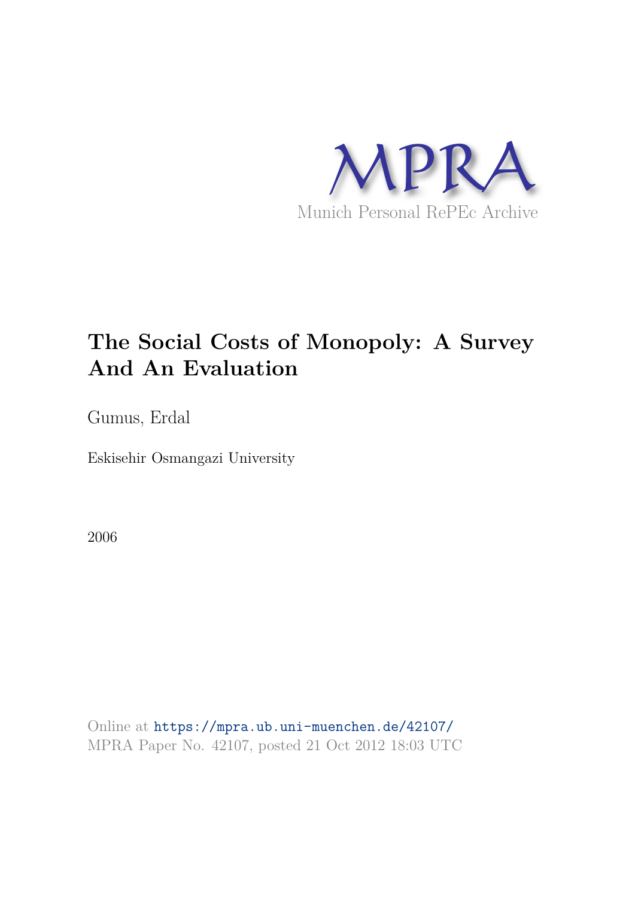MPRA

Munich Personal RePEc Archive

# The Social Costs of Monopoly: A Survey And An Evaluation

Gumus, Erdal

Eskisehir Osmangazi University

2006

Online at https://mpra.ub.uni-muenchen.de/42107/
MPRA Paper No. 42107, posted 21 Oct 2012 18:03 UTC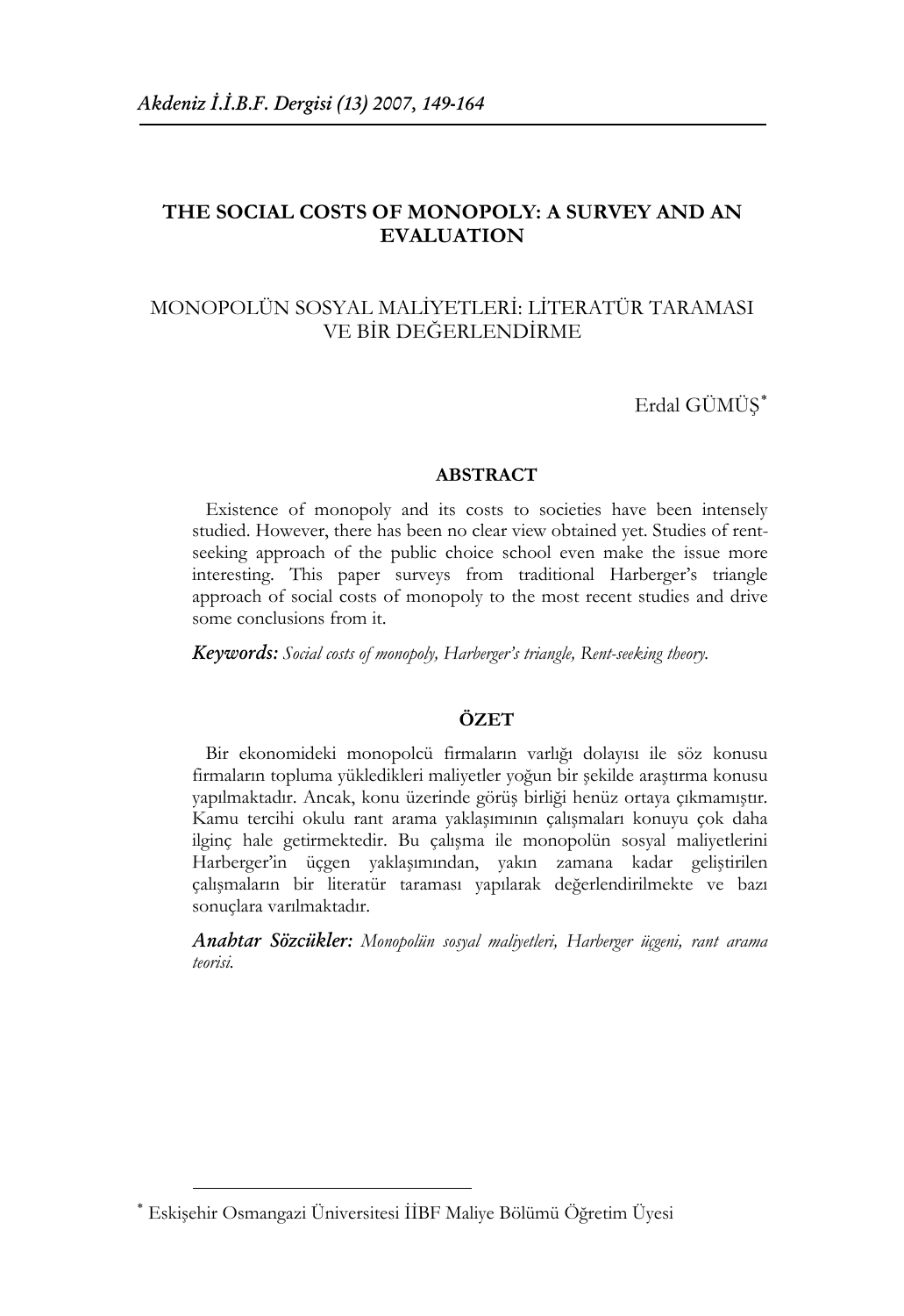# THE SOCIAL COSTS OF MONOPOLY: A SURVEY AND AN EVALUATION

## MONOPOLÜN SOSYAL MALİYETLERİ: LİTERATÜR TARAMASI VE BİR DEĞERLENDİRME

Erdal GÜMÜŞ[*]

### ABSTRACT

Existence of monopoly and its costs to societies have been intensely studied. However, there has been no clear view obtained yet. Studies of rent-seeking approach of the public choice school even make the issue more interesting. This paper surveys from traditional Harberger's triangle approach of social costs of monopoly to the most recent studies and drive some conclusions from it.

***Keywords:*** *Social costs of monopoly, Harberger's triangle, Rent-seeking theory.*

### ÖZET

Bir ekonomideki monopolcü firmaların varlığı dolayısı ile söz konusu firmaların topluma yükledikleri maliyetler yoğun bir şekilde araştırma konusu yapılmaktadır. Ancak, konu üzerinde görüş birliği henüz ortaya çıkmamıştır. Kamu tercihi okulu rant arama yaklaşımının çalışmaları konuyu çok daha ilginç hale getirmektedir. Bu çalışma ile monopolün sosyal maliyetlerini Harberger'in üçgen yaklaşımından, yakın zamana kadar geliştirilen çalışmaların bir literatür taraması yapılarak değerlendirilmekte ve bazı sonuçlara varılmaktadır.

***Anahtar Sözcükler:*** *Monopolün sosyal maliyetleri, Harberger üçgeni, rant arama teorisi.*

---

[*] Eskişehir Osmangazi Üniversitesi İİBF Maliye Bölümü Öğretim Üyesi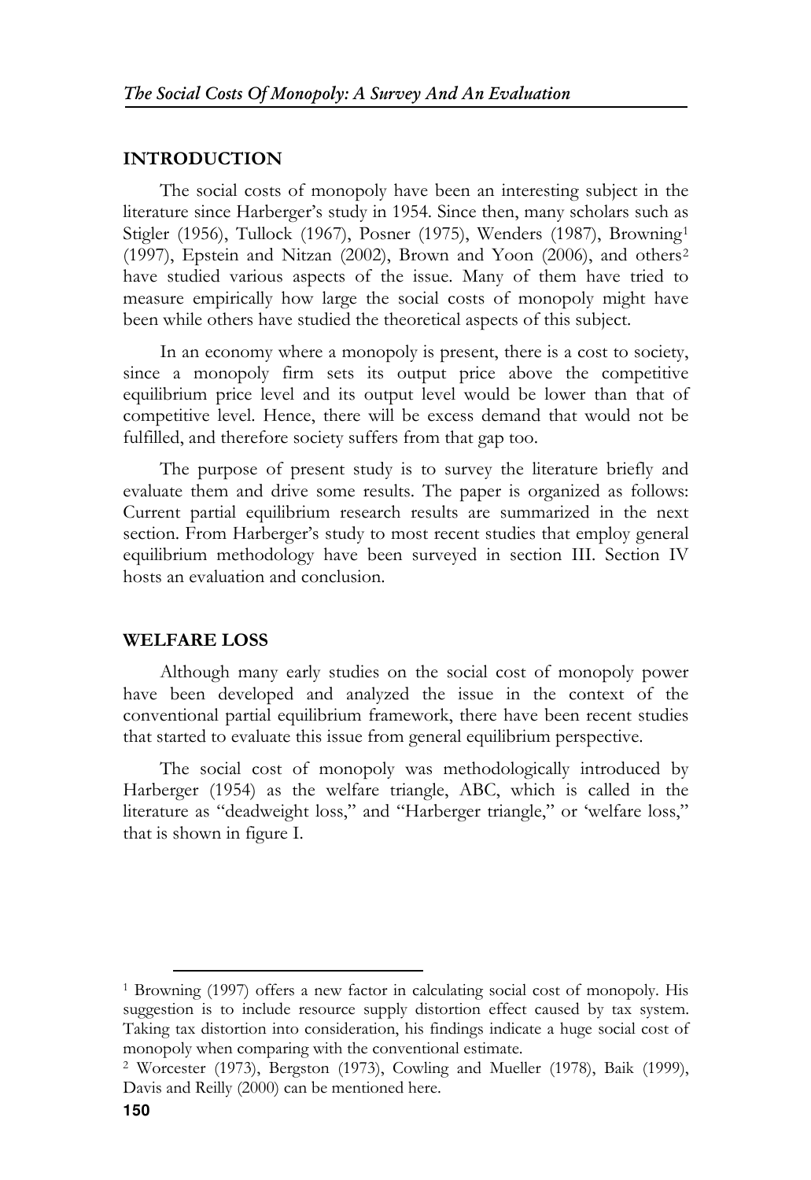## INTRODUCTION

The social costs of monopoly have been an interesting subject in the literature since Harberger's study in 1954. Since then, many scholars such as Stigler (1956), Tullock (1967), Posner (1975), Wenders (1987), Browning[1] (1997), Epstein and Nitzan (2002), Brown and Yoon (2006), and others[2] have studied various aspects of the issue. Many of them have tried to measure empirically how large the social costs of monopoly might have been while others have studied the theoretical aspects of this subject.

In an economy where a monopoly is present, there is a cost to society, since a monopoly firm sets its output price above the competitive equilibrium price level and its output level would be lower than that of competitive level. Hence, there will be excess demand that would not be fulfilled, and therefore society suffers from that gap too.

The purpose of present study is to survey the literature briefly and evaluate them and drive some results. The paper is organized as follows: Current partial equilibrium research results are summarized in the next section. From Harberger's study to most recent studies that employ general equilibrium methodology have been surveyed in section III. Section IV hosts an evaluation and conclusion.

## WELFARE LOSS

Although many early studies on the social cost of monopoly power have been developed and analyzed the issue in the context of the conventional partial equilibrium framework, there have been recent studies that started to evaluate this issue from general equilibrium perspective.

The social cost of monopoly was methodologically introduced by Harberger (1954) as the welfare triangle, ABC, which is called in the literature as "deadweight loss," and "Harberger triangle," or 'welfare loss," that is shown in figure I.

---

[1] Browning (1997) offers a new factor in calculating social cost of monopoly. His suggestion is to include resource supply distortion effect caused by tax system. Taking tax distortion into consideration, his findings indicate a huge social cost of monopoly when comparing with the conventional estimate.

[2] Worcester (1973), Bergston (1973), Cowling and Mueller (1978), Baik (1999), Davis and Reilly (2000) can be mentioned here.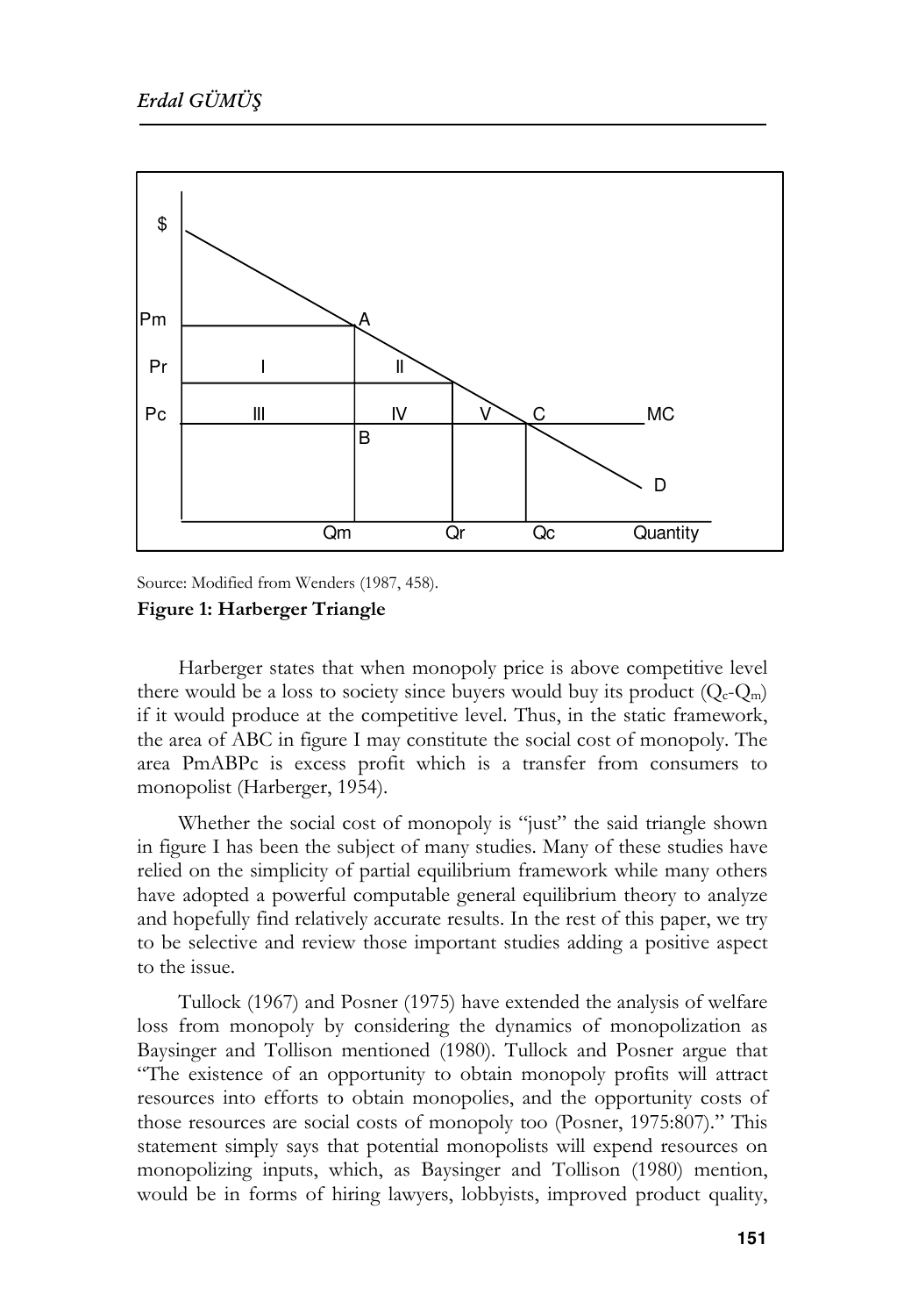$

Pm A

Pr I II

Pc III IV V C MC

B

D

Qm Qr Qc Quantity

Source: Modified from Wenders (1987, 458).

**Figure 1: Harberger Triangle**

Harberger states that when monopoly price is above competitive level there would be a loss to society since buyers would buy its product ($Q_c$-$Q_m$) if it would produce at the competitive level. Thus, in the static framework, the area of ABC in figure I may constitute the social cost of monopoly. The area PmABPc is excess profit which is a transfer from consumers to monopolist (Harberger, 1954).

Whether the social cost of monopoly is "just" the said triangle shown in figure I has been the subject of many studies. Many of these studies have relied on the simplicity of partial equilibrium framework while many others have adopted a powerful computable general equilibrium theory to analyze and hopefully find relatively accurate results. In the rest of this paper, we try to be selective and review those important studies adding a positive aspect to the issue.

Tullock (1967) and Posner (1975) have extended the analysis of welfare loss from monopoly by considering the dynamics of monopolization as Baysinger and Tollison mentioned (1980). Tullock and Posner argue that "The existence of an opportunity to obtain monopoly profits will attract resources into efforts to obtain monopolies, and the opportunity costs of those resources are social costs of monopoly too (Posner, 1975:807)." This statement simply says that potential monopolists will expend resources on monopolizing inputs, which, as Baysinger and Tollison (1980) mention, would be in forms of hiring lawyers, lobbyists, improved product quality,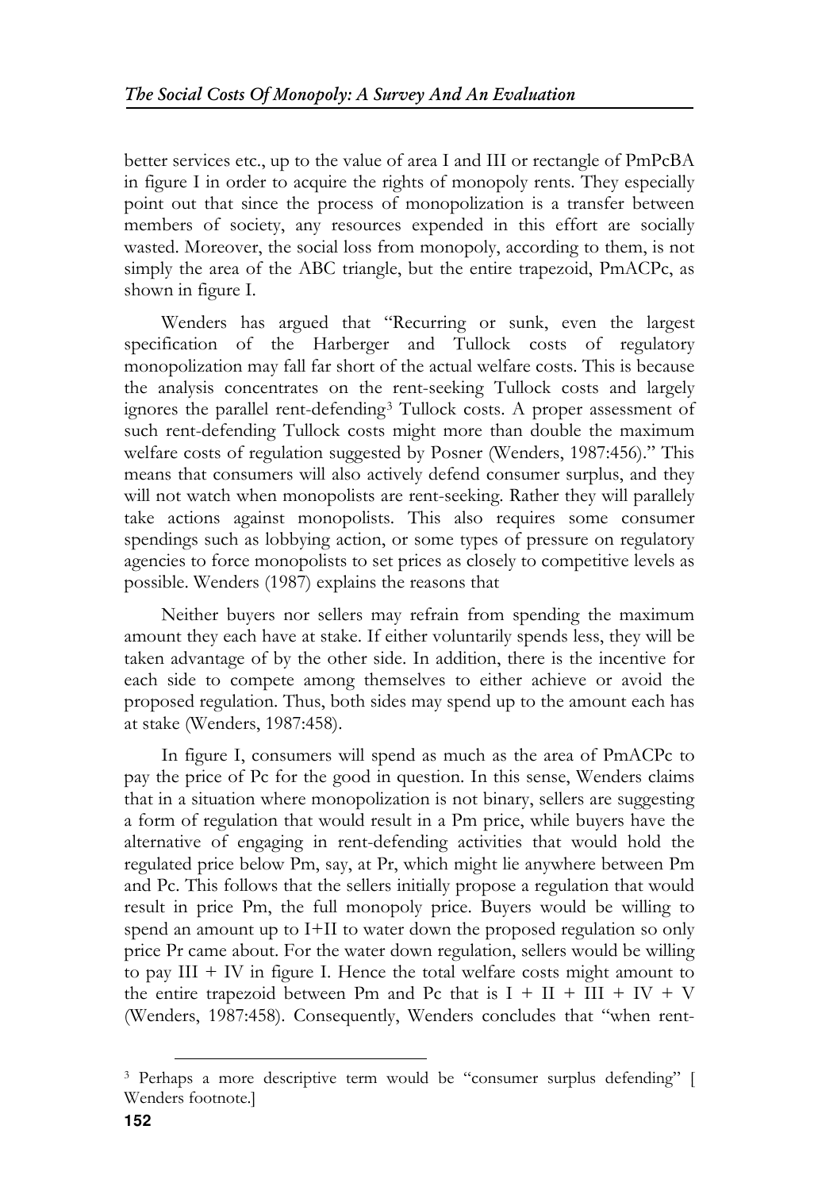better services etc., up to the value of area I and III or rectangle of PmPcBA in figure I in order to acquire the rights of monopoly rents. They especially point out that since the process of monopolization is a transfer between members of society, any resources expended in this effort are socially wasted. Moreover, the social loss from monopoly, according to them, is not simply the area of the ABC triangle, but the entire trapezoid, PmACPc, as shown in figure I.

Wenders has argued that "Recurring or sunk, even the largest specification of the Harberger and Tullock costs of regulatory monopolization may fall far short of the actual welfare costs. This is because the analysis concentrates on the rent-seeking Tullock costs and largely ignores the parallel rent-defending[3] Tullock costs. A proper assessment of such rent-defending Tullock costs might more than double the maximum welfare costs of regulation suggested by Posner (Wenders, 1987:456)." This means that consumers will also actively defend consumer surplus, and they will not watch when monopolists are rent-seeking. Rather they will parallely take actions against monopolists. This also requires some consumer spendings such as lobbying action, or some types of pressure on regulatory agencies to force monopolists to set prices as closely to competitive levels as possible. Wenders (1987) explains the reasons that

Neither buyers nor sellers may refrain from spending the maximum amount they each have at stake. If either voluntarily spends less, they will be taken advantage of by the other side. In addition, there is the incentive for each side to compete among themselves to either achieve or avoid the proposed regulation. Thus, both sides may spend up to the amount each has at stake (Wenders, 1987:458).

In figure I, consumers will spend as much as the area of PmACPc to pay the price of Pc for the good in question. In this sense, Wenders claims that in a situation where monopolization is not binary, sellers are suggesting a form of regulation that would result in a Pm price, while buyers have the alternative of engaging in rent-defending activities that would hold the regulated price below Pm, say, at Pr, which might lie anywhere between Pm and Pc. This follows that the sellers initially propose a regulation that would result in price Pm, the full monopoly price. Buyers would be willing to spend an amount up to I+II to water down the proposed regulation so only price Pr came about. For the water down regulation, sellers would be willing to pay III + IV in figure I. Hence the total welfare costs might amount to the entire trapezoid between Pm and Pc that is I + II + III + IV + V (Wenders, 1987:458). Consequently, Wenders concludes that "when rent-

[3] Perhaps a more descriptive term would be "consumer surplus defending" [ Wenders footnote.]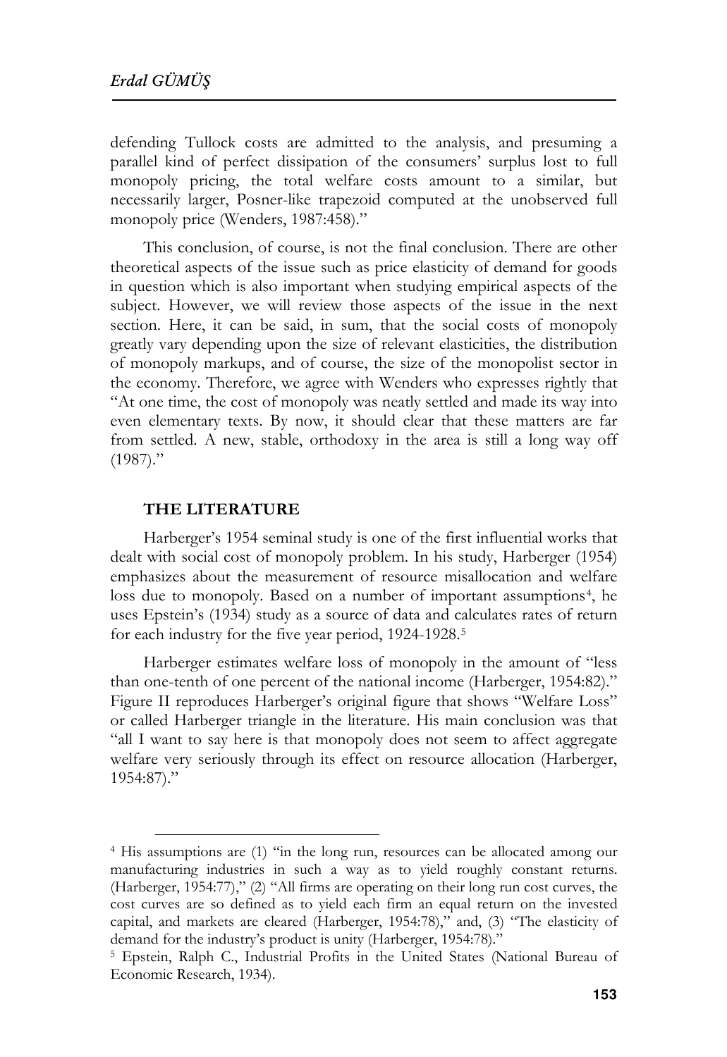defending Tullock costs are admitted to the analysis, and presuming a parallel kind of perfect dissipation of the consumers' surplus lost to full monopoly pricing, the total welfare costs amount to a similar, but necessarily larger, Posner-like trapezoid computed at the unobserved full monopoly price (Wenders, 1987:458)."

This conclusion, of course, is not the final conclusion. There are other theoretical aspects of the issue such as price elasticity of demand for goods in question which is also important when studying empirical aspects of the subject. However, we will review those aspects of the issue in the next section. Here, it can be said, in sum, that the social costs of monopoly greatly vary depending upon the size of relevant elasticities, the distribution of monopoly markups, and of course, the size of the monopolist sector in the economy. Therefore, we agree with Wenders who expresses rightly that "At one time, the cost of monopoly was neatly settled and made its way into even elementary texts. By now, it should clear that these matters are far from settled. A new, stable, orthodoxy in the area is still a long way off (1987)."

## THE LITERATURE

Harberger's 1954 seminal study is one of the first influential works that dealt with social cost of monopoly problem. In his study, Harberger (1954) emphasizes about the measurement of resource misallocation and welfare loss due to monopoly. Based on a number of important assumptions[4], he uses Epstein's (1934) study as a source of data and calculates rates of return for each industry for the five year period, 1924-1928.[5]

Harberger estimates welfare loss of monopoly in the amount of "less than one-tenth of one percent of the national income (Harberger, 1954:82)." Figure II reproduces Harberger's original figure that shows "Welfare Loss" or called Harberger triangle in the literature. His main conclusion was that "all I want to say here is that monopoly does not seem to affect aggregate welfare very seriously through its effect on resource allocation (Harberger, 1954:87)."

---

[4] His assumptions are (1) "in the long run, resources can be allocated among our manufacturing industries in such a way as to yield roughly constant returns. (Harberger, 1954:77)," (2) "All firms are operating on their long run cost curves, the cost curves are so defined as to yield each firm an equal return on the invested capital, and markets are cleared (Harberger, 1954:78)," and, (3) "The elasticity of demand for the industry's product is unity (Harberger, 1954:78)."

[5] Epstein, Ralph C., Industrial Profits in the United States (National Bureau of Economic Research, 1934).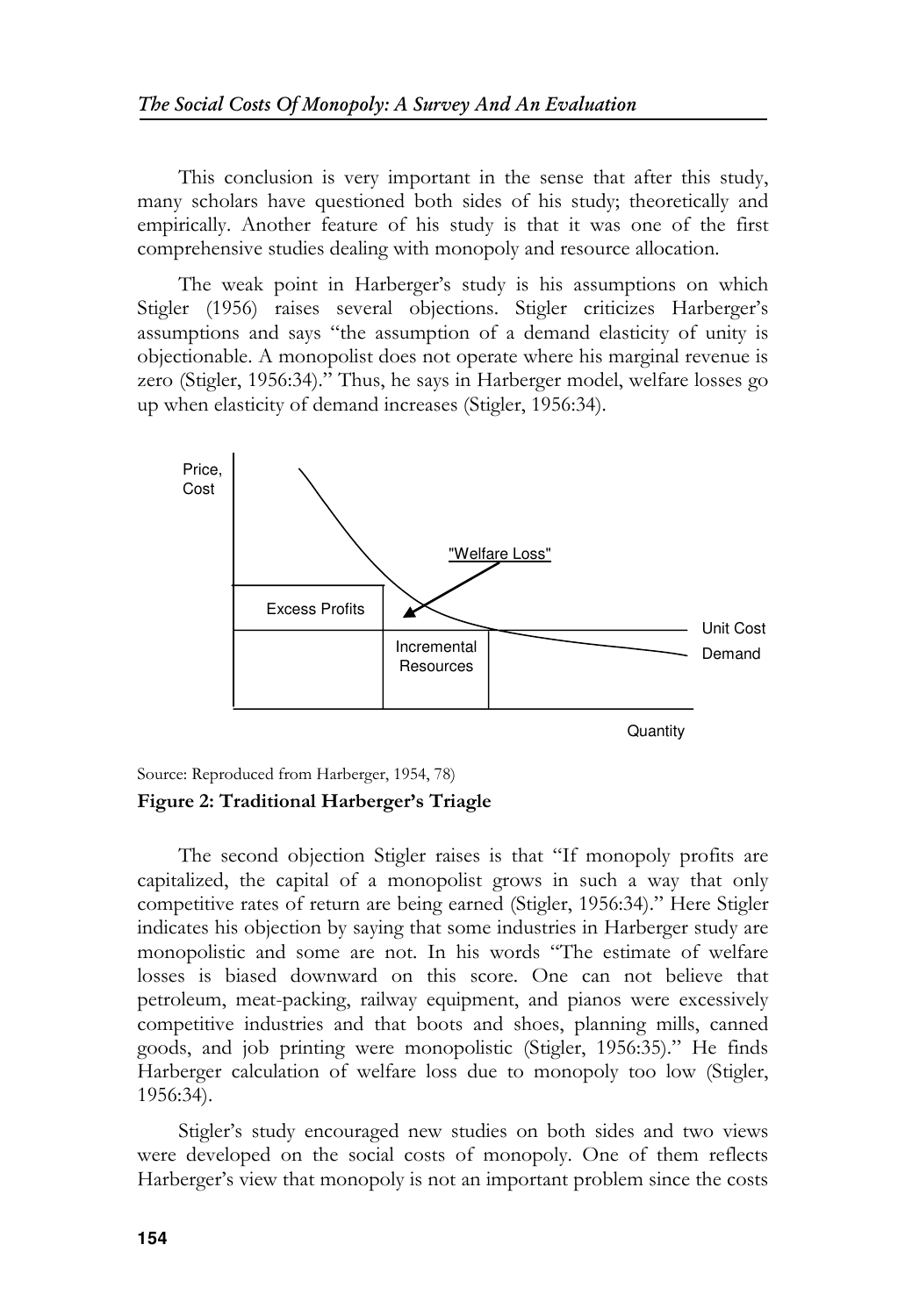This conclusion is very important in the sense that after this study, many scholars have questioned both sides of his study; theoretically and empirically. Another feature of his study is that it was one of the first comprehensive studies dealing with monopoly and resource allocation.

The weak point in Harberger's study is his assumptions on which Stigler (1956) raises several objections. Stigler criticizes Harberger's assumptions and says "the assumption of a demand elasticity of unity is objectionable. A monopolist does not operate where his marginal revenue is zero (Stigler, 1956:34)." Thus, he says in Harberger model, welfare losses go up when elasticity of demand increases (Stigler, 1956:34).

Price, Cost

"Welfare Loss"

Excess Profits

Unit Cost

Incremental Resources

Demand

Quantity

Source: Reproduced from Harberger, 1954, 78)

**Figure 2: Traditional Harberger's Triagle**

The second objection Stigler raises is that "If monopoly profits are capitalized, the capital of a monopolist grows in such a way that only competitive rates of return are being earned (Stigler, 1956:34)." Here Stigler indicates his objection by saying that some industries in Harberger study are monopolistic and some are not. In his words "The estimate of welfare losses is biased downward on this score. One can not believe that petroleum, meat-packing, railway equipment, and pianos were excessively competitive industries and that boots and shoes, planning mills, canned goods, and job printing were monopolistic (Stigler, 1956:35)." He finds Harberger calculation of welfare loss due to monopoly too low (Stigler, 1956:34).

Stigler's study encouraged new studies on both sides and two views were developed on the social costs of monopoly. One of them reflects Harberger's view that monopoly is not an important problem since the costs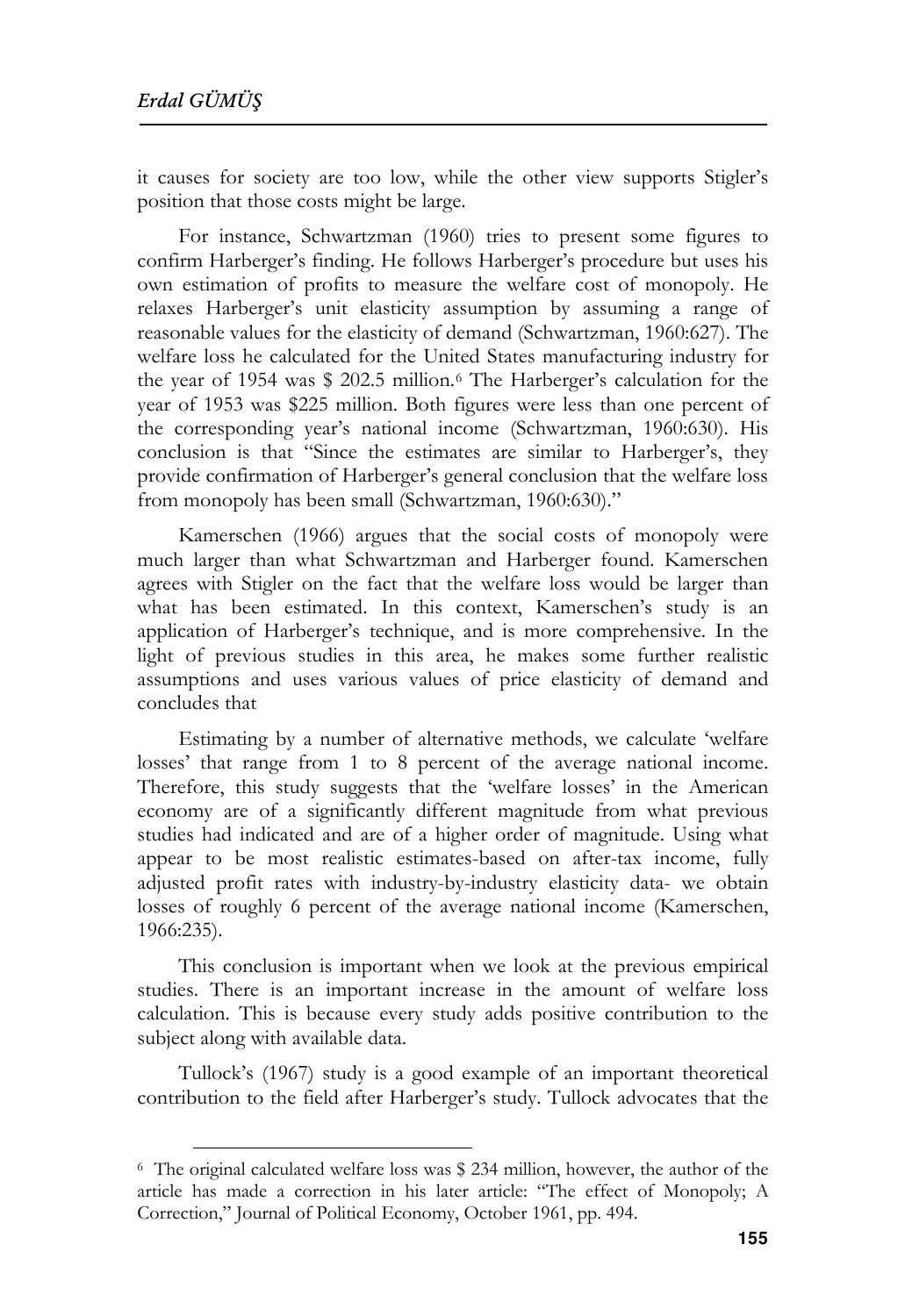it causes for society are too low, while the other view supports Stigler's position that those costs might be large.

For instance, Schwartzman (1960) tries to present some figures to confirm Harberger's finding. He follows Harberger's procedure but uses his own estimation of profits to measure the welfare cost of monopoly. He relaxes Harberger's unit elasticity assumption by assuming a range of reasonable values for the elasticity of demand (Schwartzman, 1960:627). The welfare loss he calculated for the United States manufacturing industry for the year of 1954 was $ 202.5 million.[6] The Harberger's calculation for the year of 1953 was $225 million. Both figures were less than one percent of the corresponding year's national income (Schwartzman, 1960:630). His conclusion is that "Since the estimates are similar to Harberger's, they provide confirmation of Harberger's general conclusion that the welfare loss from monopoly has been small (Schwartzman, 1960:630)."

Kamerschen (1966) argues that the social costs of monopoly were much larger than what Schwartzman and Harberger found. Kamerschen agrees with Stigler on the fact that the welfare loss would be larger than what has been estimated. In this context, Kamerschen's study is an application of Harberger's technique, and is more comprehensive. In the light of previous studies in this area, he makes some further realistic assumptions and uses various values of price elasticity of demand and concludes that

> Estimating by a number of alternative methods, we calculate 'welfare losses' that range from 1 to 8 percent of the average national income. Therefore, this study suggests that the 'welfare losses' in the American economy are of a significantly different magnitude from what previous studies had indicated and are of a higher order of magnitude. Using what appear to be most realistic estimates-based on after-tax income, fully adjusted profit rates with industry-by-industry elasticity data- we obtain losses of roughly 6 percent of the average national income (Kamerschen, 1966:235).

This conclusion is important when we look at the previous empirical studies. There is an important increase in the amount of welfare loss calculation. This is because every study adds positive contribution to the subject along with available data.

Tullock's (1967) study is a good example of an important theoretical contribution to the field after Harberger's study. Tullock advocates that the

---

[6] The original calculated welfare loss was $ 234 million, however, the author of the article has made a correction in his later article: "The effect of Monopoly; A Correction," Journal of Political Economy, October 1961, pp. 494.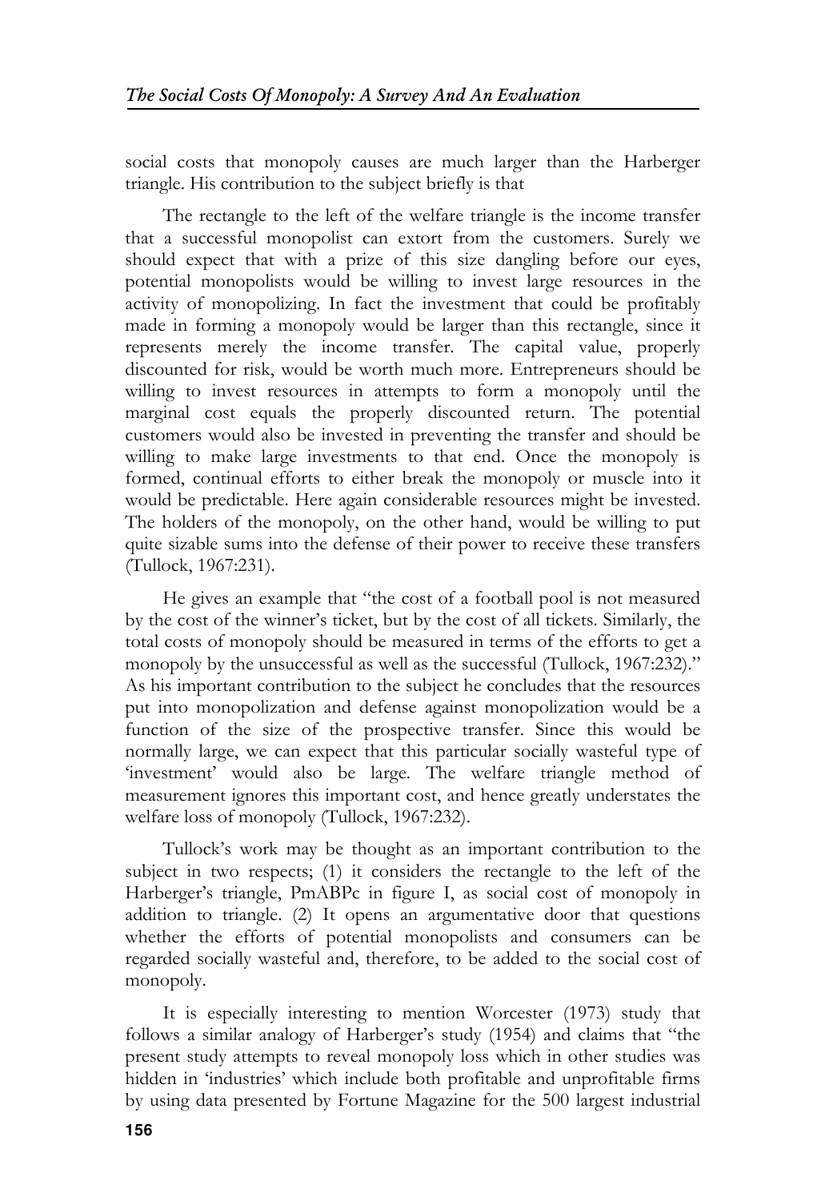social costs that monopoly causes are much larger than the Harberger triangle. His contribution to the subject briefly is that

> The rectangle to the left of the welfare triangle is the income transfer that a successful monopolist can extort from the customers. Surely we should expect that with a prize of this size dangling before our eyes, potential monopolists would be willing to invest large resources in the activity of monopolizing. In fact the investment that could be profitably made in forming a monopoly would be larger than this rectangle, since it represents merely the income transfer. The capital value, properly discounted for risk, would be worth much more. Entrepreneurs should be willing to invest resources in attempts to form a monopoly until the marginal cost equals the properly discounted return. The potential customers would also be invested in preventing the transfer and should be willing to make large investments to that end. Once the monopoly is formed, continual efforts to either break the monopoly or muscle into it would be predictable. Here again considerable resources might be invested. The holders of the monopoly, on the other hand, would be willing to put quite sizable sums into the defense of their power to receive these transfers (Tullock, 1967:231).

He gives an example that "the cost of a football pool is not measured by the cost of the winner's ticket, but by the cost of all tickets. Similarly, the total costs of monopoly should be measured in terms of the efforts to get a monopoly by the unsuccessful as well as the successful (Tullock, 1967:232)." As his important contribution to the subject he concludes that the resources put into monopolization and defense against monopolization would be a function of the size of the prospective transfer. Since this would be normally large, we can expect that this particular socially wasteful type of 'investment' would also be large. The welfare triangle method of measurement ignores this important cost, and hence greatly understates the welfare loss of monopoly (Tullock, 1967:232).

Tullock's work may be thought as an important contribution to the subject in two respects; (1) it considers the rectangle to the left of the Harberger's triangle, PmABPc in figure I, as social cost of monopoly in addition to triangle. (2) It opens an argumentative door that questions whether the efforts of potential monopolists and consumers can be regarded socially wasteful and, therefore, to be added to the social cost of monopoly.

It is especially interesting to mention Worcester (1973) study that follows a similar analogy of Harberger's study (1954) and claims that "the present study attempts to reveal monopoly loss which in other studies was hidden in 'industries' which include both profitable and unprofitable firms by using data presented by Fortune Magazine for the 500 largest industrial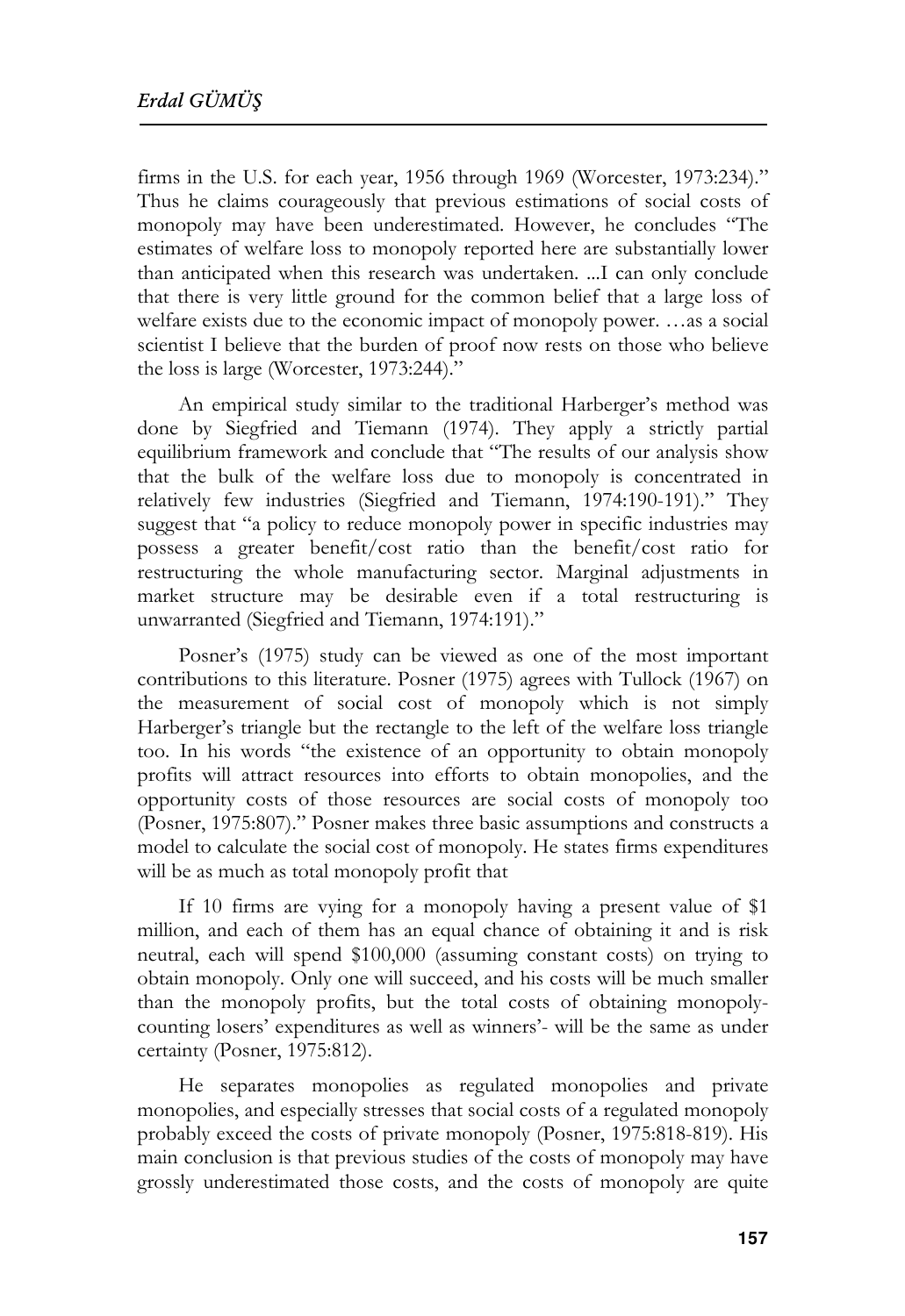firms in the U.S. for each year, 1956 through 1969 (Worcester, 1973:234)." Thus he claims courageously that previous estimations of social costs of monopoly may have been underestimated. However, he concludes "The estimates of welfare loss to monopoly reported here are substantially lower than anticipated when this research was undertaken. ...I can only conclude that there is very little ground for the common belief that a large loss of welfare exists due to the economic impact of monopoly power. …as a social scientist I believe that the burden of proof now rests on those who believe the loss is large (Worcester, 1973:244)."

An empirical study similar to the traditional Harberger's method was done by Siegfried and Tiemann (1974). They apply a strictly partial equilibrium framework and conclude that "The results of our analysis show that the bulk of the welfare loss due to monopoly is concentrated in relatively few industries (Siegfried and Tiemann, 1974:190-191)." They suggest that "a policy to reduce monopoly power in specific industries may possess a greater benefit/cost ratio than the benefit/cost ratio for restructuring the whole manufacturing sector. Marginal adjustments in market structure may be desirable even if a total restructuring is unwarranted (Siegfried and Tiemann, 1974:191)."

Posner's (1975) study can be viewed as one of the most important contributions to this literature. Posner (1975) agrees with Tullock (1967) on the measurement of social cost of monopoly which is not simply Harberger's triangle but the rectangle to the left of the welfare loss triangle too. In his words "the existence of an opportunity to obtain monopoly profits will attract resources into efforts to obtain monopolies, and the opportunity costs of those resources are social costs of monopoly too (Posner, 1975:807)." Posner makes three basic assumptions and constructs a model to calculate the social cost of monopoly. He states firms expenditures will be as much as total monopoly profit that

If 10 firms are vying for a monopoly having a present value of $1 million, and each of them has an equal chance of obtaining it and is risk neutral, each will spend $100,000 (assuming constant costs) on trying to obtain monopoly. Only one will succeed, and his costs will be much smaller than the monopoly profits, but the total costs of obtaining monopoly- counting losers' expenditures as well as winners'- will be the same as under certainty (Posner, 1975:812).

He separates monopolies as regulated monopolies and private monopolies, and especially stresses that social costs of a regulated monopoly probably exceed the costs of private monopoly (Posner, 1975:818-819). His main conclusion is that previous studies of the costs of monopoly may have grossly underestimated those costs, and the costs of monopoly are quite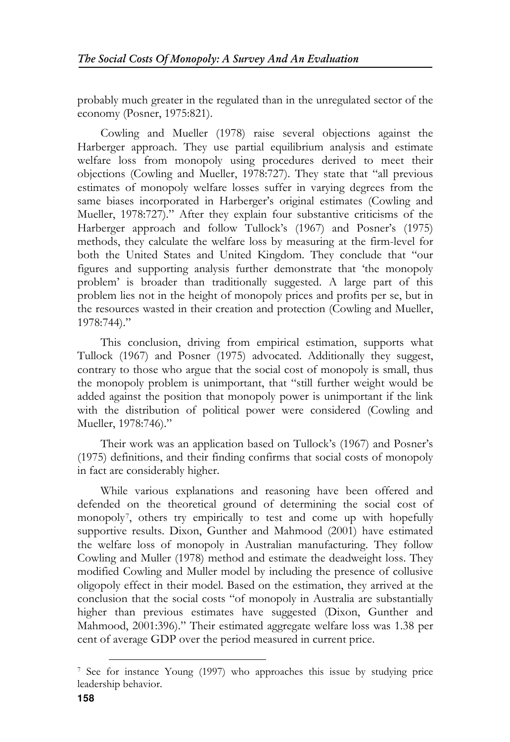probably much greater in the regulated than in the unregulated sector of the economy (Posner, 1975:821).

Cowling and Mueller (1978) raise several objections against the Harberger approach. They use partial equilibrium analysis and estimate welfare loss from monopoly using procedures derived to meet their objections (Cowling and Mueller, 1978:727). They state that "all previous estimates of monopoly welfare losses suffer in varying degrees from the same biases incorporated in Harberger's original estimates (Cowling and Mueller, 1978:727)." After they explain four substantive criticisms of the Harberger approach and follow Tullock's (1967) and Posner's (1975) methods, they calculate the welfare loss by measuring at the firm-level for both the United States and United Kingdom. They conclude that "our figures and supporting analysis further demonstrate that 'the monopoly problem' is broader than traditionally suggested. A large part of this problem lies not in the height of monopoly prices and profits per se, but in the resources wasted in their creation and protection (Cowling and Mueller, 1978:744)."

This conclusion, driving from empirical estimation, supports what Tullock (1967) and Posner (1975) advocated. Additionally they suggest, contrary to those who argue that the social cost of monopoly is small, thus the monopoly problem is unimportant, that "still further weight would be added against the position that monopoly power is unimportant if the link with the distribution of political power were considered (Cowling and Mueller, 1978:746)."

Their work was an application based on Tullock's (1967) and Posner's (1975) definitions, and their finding confirms that social costs of monopoly in fact are considerably higher.

While various explanations and reasoning have been offered and defended on the theoretical ground of determining the social cost of monopoly[7], others try empirically to test and come up with hopefully supportive results. Dixon, Gunther and Mahmood (2001) have estimated the welfare loss of monopoly in Australian manufacturing. They follow Cowling and Muller (1978) method and estimate the deadweight loss. They modified Cowling and Muller model by including the presence of collusive oligopoly effect in their model. Based on the estimation, they arrived at the conclusion that the social costs "of monopoly in Australia are substantially higher than previous estimates have suggested (Dixon, Gunther and Mahmood, 2001:396)." Their estimated aggregate welfare loss was 1.38 per cent of average GDP over the period measured in current price.

---

[7] See for instance Young (1997) who approaches this issue by studying price leadership behavior.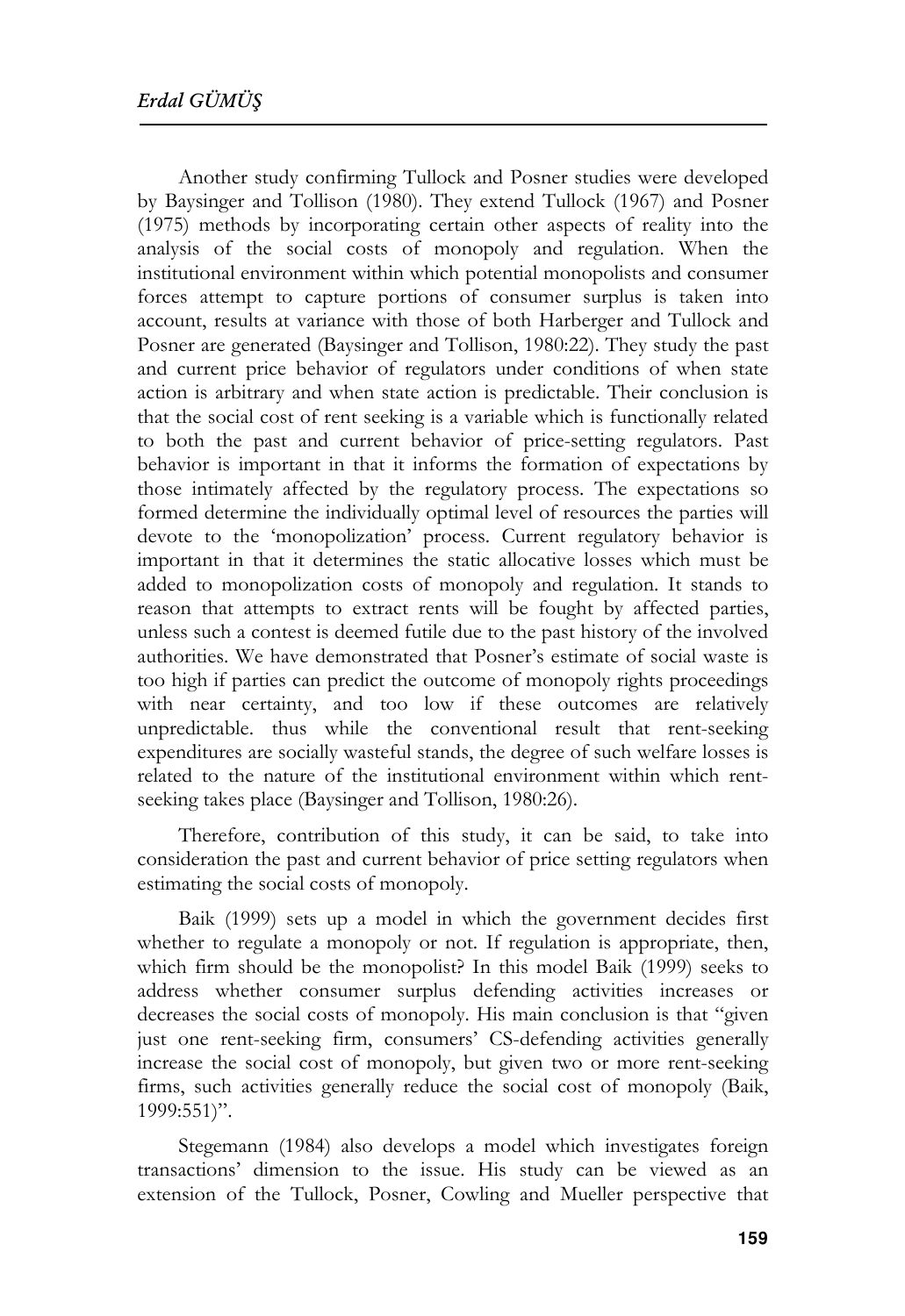Another study confirming Tullock and Posner studies were developed by Baysinger and Tollison (1980). They extend Tullock (1967) and Posner (1975) methods by incorporating certain other aspects of reality into the analysis of the social costs of monopoly and regulation. When the institutional environment within which potential monopolists and consumer forces attempt to capture portions of consumer surplus is taken into account, results at variance with those of both Harberger and Tullock and Posner are generated (Baysinger and Tollison, 1980:22). They study the past and current price behavior of regulators under conditions of when state action is arbitrary and when state action is predictable. Their conclusion is that the social cost of rent seeking is a variable which is functionally related to both the past and current behavior of price-setting regulators. Past behavior is important in that it informs the formation of expectations by those intimately affected by the regulatory process. The expectations so formed determine the individually optimal level of resources the parties will devote to the 'monopolization' process. Current regulatory behavior is important in that it determines the static allocative losses which must be added to monopolization costs of monopoly and regulation. It stands to reason that attempts to extract rents will be fought by affected parties, unless such a contest is deemed futile due to the past history of the involved authorities. We have demonstrated that Posner's estimate of social waste is too high if parties can predict the outcome of monopoly rights proceedings with near certainty, and too low if these outcomes are relatively unpredictable. thus while the conventional result that rent-seeking expenditures are socially wasteful stands, the degree of such welfare losses is related to the nature of the institutional environment within which rent-seeking takes place (Baysinger and Tollison, 1980:26).

Therefore, contribution of this study, it can be said, to take into consideration the past and current behavior of price setting regulators when estimating the social costs of monopoly.

Baik (1999) sets up a model in which the government decides first whether to regulate a monopoly or not. If regulation is appropriate, then, which firm should be the monopolist? In this model Baik (1999) seeks to address whether consumer surplus defending activities increases or decreases the social costs of monopoly. His main conclusion is that "given just one rent-seeking firm, consumers' CS-defending activities generally increase the social cost of monopoly, but given two or more rent-seeking firms, such activities generally reduce the social cost of monopoly (Baik, 1999:551)".

Stegemann (1984) also develops a model which investigates foreign transactions' dimension to the issue. His study can be viewed as an extension of the Tullock, Posner, Cowling and Mueller perspective that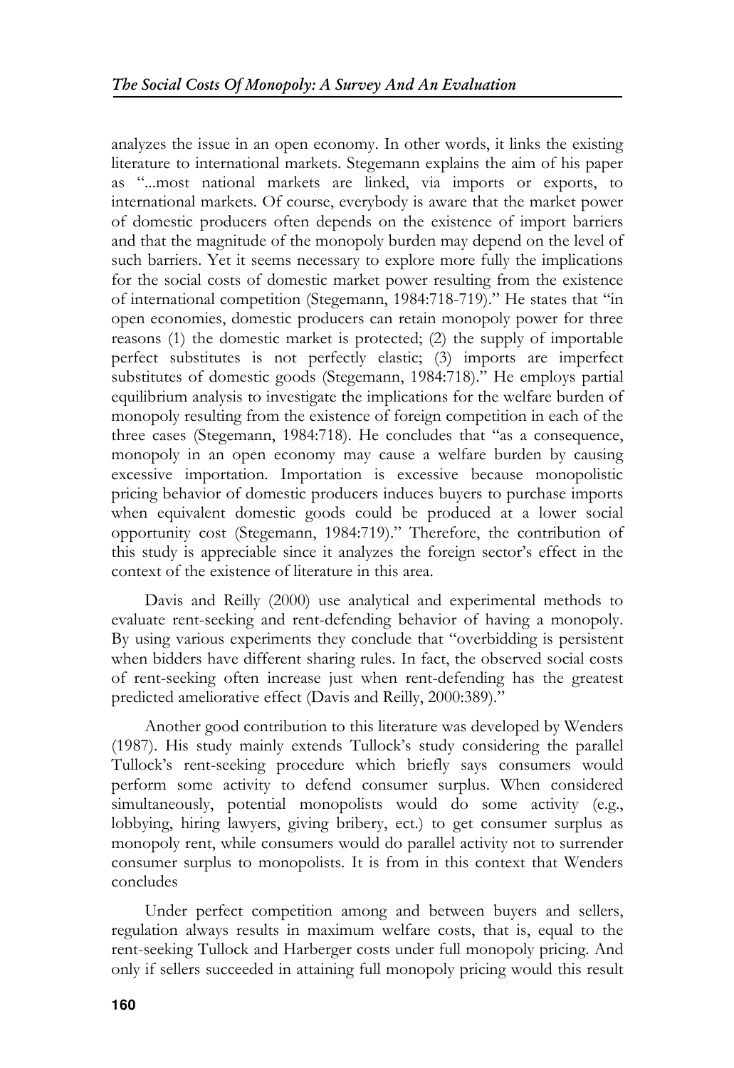analyzes the issue in an open economy. In other words, it links the existing literature to international markets. Stegemann explains the aim of his paper as "...most national markets are linked, via imports or exports, to international markets. Of course, everybody is aware that the market power of domestic producers often depends on the existence of import barriers and that the magnitude of the monopoly burden may depend on the level of such barriers. Yet it seems necessary to explore more fully the implications for the social costs of domestic market power resulting from the existence of international competition (Stegemann, 1984:718-719)." He states that "in open economies, domestic producers can retain monopoly power for three reasons (1) the domestic market is protected; (2) the supply of importable perfect substitutes is not perfectly elastic; (3) imports are imperfect substitutes of domestic goods (Stegemann, 1984:718)." He employs partial equilibrium analysis to investigate the implications for the welfare burden of monopoly resulting from the existence of foreign competition in each of the three cases (Stegemann, 1984:718). He concludes that "as a consequence, monopoly in an open economy may cause a welfare burden by causing excessive importation. Importation is excessive because monopolistic pricing behavior of domestic producers induces buyers to purchase imports when equivalent domestic goods could be produced at a lower social opportunity cost (Stegemann, 1984:719)." Therefore, the contribution of this study is appreciable since it analyzes the foreign sector's effect in the context of the existence of literature in this area.

Davis and Reilly (2000) use analytical and experimental methods to evaluate rent-seeking and rent-defending behavior of having a monopoly. By using various experiments they conclude that "overbidding is persistent when bidders have different sharing rules. In fact, the observed social costs of rent-seeking often increase just when rent-defending has the greatest predicted ameliorative effect (Davis and Reilly, 2000:389)."

Another good contribution to this literature was developed by Wenders (1987). His study mainly extends Tullock's study considering the parallel Tullock's rent-seeking procedure which briefly says consumers would perform some activity to defend consumer surplus. When considered simultaneously, potential monopolists would do some activity (e.g., lobbying, hiring lawyers, giving bribery, ect.) to get consumer surplus as monopoly rent, while consumers would do parallel activity not to surrender consumer surplus to monopolists. It is from in this context that Wenders concludes

Under perfect competition among and between buyers and sellers, regulation always results in maximum welfare costs, that is, equal to the rent-seeking Tullock and Harberger costs under full monopoly pricing. And only if sellers succeeded in attaining full monopoly pricing would this result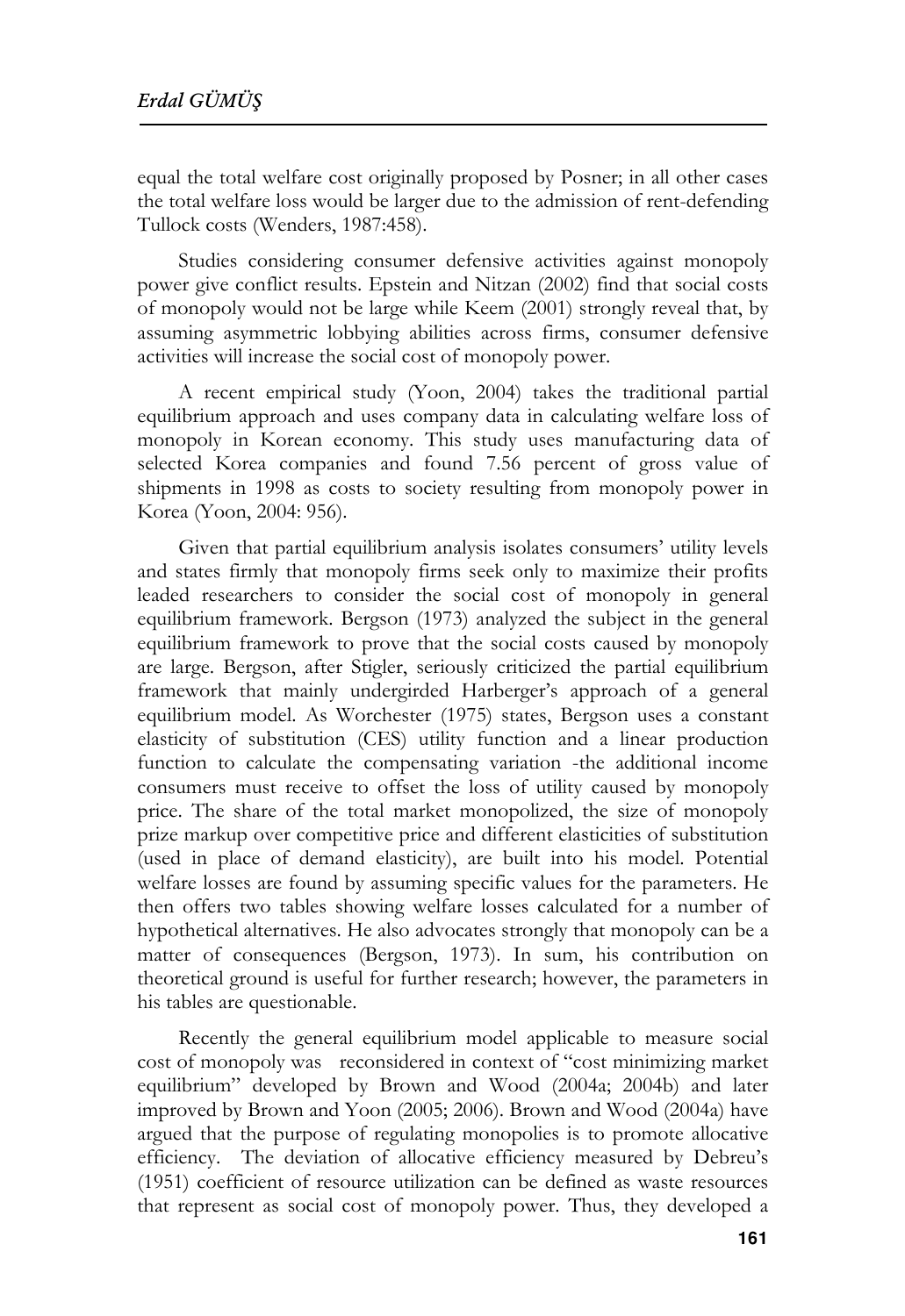equal the total welfare cost originally proposed by Posner; in all other cases the total welfare loss would be larger due to the admission of rent-defending Tullock costs (Wenders, 1987:458).

Studies considering consumer defensive activities against monopoly power give conflict results. Epstein and Nitzan (2002) find that social costs of monopoly would not be large while Keem (2001) strongly reveal that, by assuming asymmetric lobbying abilities across firms, consumer defensive activities will increase the social cost of monopoly power.

A recent empirical study (Yoon, 2004) takes the traditional partial equilibrium approach and uses company data in calculating welfare loss of monopoly in Korean economy. This study uses manufacturing data of selected Korea companies and found 7.56 percent of gross value of shipments in 1998 as costs to society resulting from monopoly power in Korea (Yoon, 2004: 956).

Given that partial equilibrium analysis isolates consumers' utility levels and states firmly that monopoly firms seek only to maximize their profits leaded researchers to consider the social cost of monopoly in general equilibrium framework. Bergson (1973) analyzed the subject in the general equilibrium framework to prove that the social costs caused by monopoly are large. Bergson, after Stigler, seriously criticized the partial equilibrium framework that mainly undergirded Harberger's approach of a general equilibrium model. As Worchester (1975) states, Bergson uses a constant elasticity of substitution (CES) utility function and a linear production function to calculate the compensating variation -the additional income consumers must receive to offset the loss of utility caused by monopoly price. The share of the total market monopolized, the size of monopoly prize markup over competitive price and different elasticities of substitution (used in place of demand elasticity), are built into his model. Potential welfare losses are found by assuming specific values for the parameters. He then offers two tables showing welfare losses calculated for a number of hypothetical alternatives. He also advocates strongly that monopoly can be a matter of consequences (Bergson, 1973). In sum, his contribution on theoretical ground is useful for further research; however, the parameters in his tables are questionable.

Recently the general equilibrium model applicable to measure social cost of monopoly was reconsidered in context of "cost minimizing market equilibrium" developed by Brown and Wood (2004a; 2004b) and later improved by Brown and Yoon (2005; 2006). Brown and Wood (2004a) have argued that the purpose of regulating monopolies is to promote allocative efficiency. The deviation of allocative efficiency measured by Debreu's (1951) coefficient of resource utilization can be defined as waste resources that represent as social cost of monopoly power. Thus, they developed a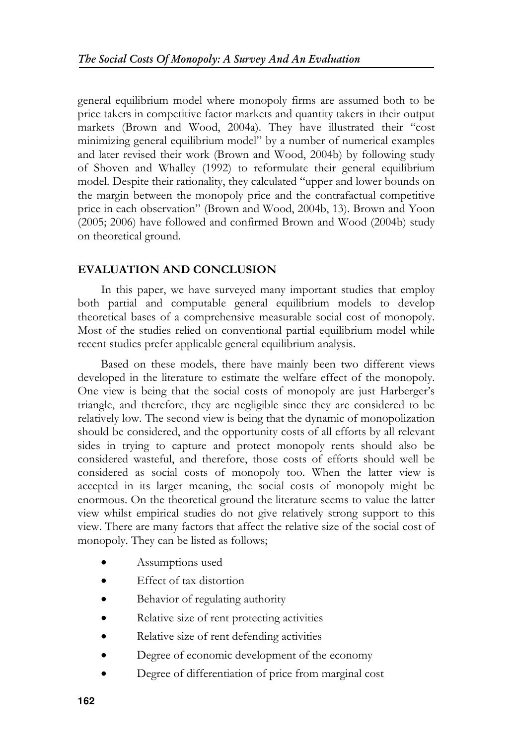general equilibrium model where monopoly firms are assumed both to be price takers in competitive factor markets and quantity takers in their output markets (Brown and Wood, 2004a). They have illustrated their "cost minimizing general equilibrium model" by a number of numerical examples and later revised their work (Brown and Wood, 2004b) by following study of Shoven and Whalley (1992) to reformulate their general equilibrium model. Despite their rationality, they calculated "upper and lower bounds on the margin between the monopoly price and the contrafactual competitive price in each observation" (Brown and Wood, 2004b, 13). Brown and Yoon (2005; 2006) have followed and confirmed Brown and Wood (2004b) study on theoretical ground.

## EVALUATION AND CONCLUSION

In this paper, we have surveyed many important studies that employ both partial and computable general equilibrium models to develop theoretical bases of a comprehensive measurable social cost of monopoly. Most of the studies relied on conventional partial equilibrium model while recent studies prefer applicable general equilibrium analysis.

Based on these models, there have mainly been two different views developed in the literature to estimate the welfare effect of the monopoly. One view is being that the social costs of monopoly are just Harberger's triangle, and therefore, they are negligible since they are considered to be relatively low. The second view is being that the dynamic of monopolization should be considered, and the opportunity costs of all efforts by all relevant sides in trying to capture and protect monopoly rents should also be considered wasteful, and therefore, those costs of efforts should well be considered as social costs of monopoly too. When the latter view is accepted in its larger meaning, the social costs of monopoly might be enormous. On the theoretical ground the literature seems to value the latter view whilst empirical studies do not give relatively strong support to this view. There are many factors that affect the relative size of the social cost of monopoly. They can be listed as follows;

- Assumptions used
- Effect of tax distortion
- Behavior of regulating authority
- Relative size of rent protecting activities
- Relative size of rent defending activities
- Degree of economic development of the economy
- Degree of differentiation of price from marginal cost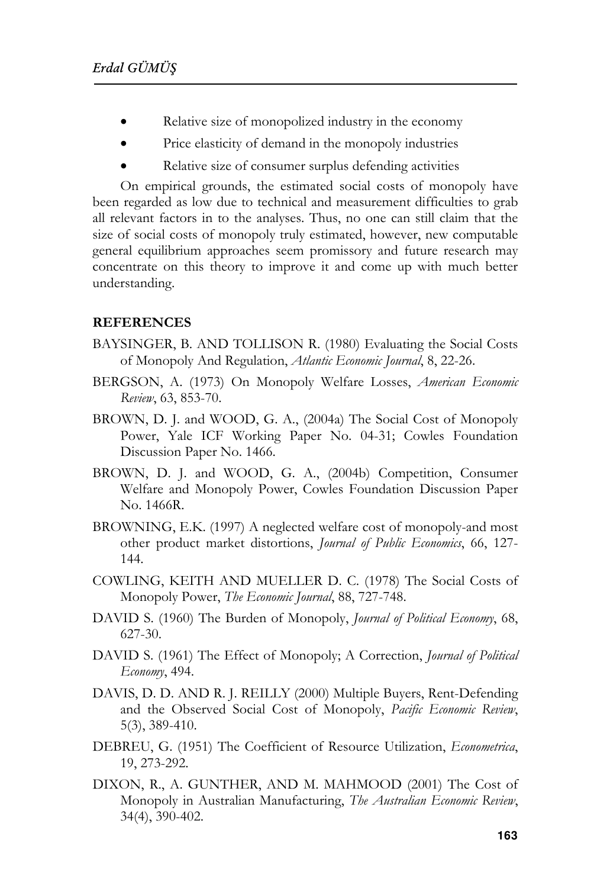- Relative size of monopolized industry in the economy
- Price elasticity of demand in the monopoly industries
- Relative size of consumer surplus defending activities

On empirical grounds, the estimated social costs of monopoly have been regarded as low due to technical and measurement difficulties to grab all relevant factors in to the analyses. Thus, no one can still claim that the size of social costs of monopoly truly estimated, however, new computable general equilibrium approaches seem promissory and future research may concentrate on this theory to improve it and come up with much better understanding.

**REFERENCES**

BAYSINGER, B. AND TOLLISON R. (1980) Evaluating the Social Costs of Monopoly And Regulation, *Atlantic Economic Journal*, 8, 22-26.

BERGSON, A. (1973) On Monopoly Welfare Losses, *American Economic Review*, 63, 853-70.

BROWN, D. J. and WOOD, G. A., (2004a) The Social Cost of Monopoly Power, Yale ICF Working Paper No. 04-31; Cowles Foundation Discussion Paper No. 1466.

BROWN, D. J. and WOOD, G. A., (2004b) Competition, Consumer Welfare and Monopoly Power, Cowles Foundation Discussion Paper No. 1466R.

BROWNING, E.K. (1997) A neglected welfare cost of monopoly-and most other product market distortions, *Journal of Public Economics*, 66, 127-144.

COWLING, KEITH AND MUELLER D. C. (1978) The Social Costs of Monopoly Power, *The Economic Journal*, 88, 727-748.

DAVID S. (1960) The Burden of Monopoly, *Journal of Political Economy*, 68, 627-30.

DAVID S. (1961) The Effect of Monopoly; A Correction, *Journal of Political Economy*, 494.

DAVIS, D. D. AND R. J. REILLY (2000) Multiple Buyers, Rent-Defending and the Observed Social Cost of Monopoly, *Pacific Economic Review*, 5(3), 389-410.

DEBREU, G. (1951) The Coefficient of Resource Utilization, *Econometrica*, 19, 273-292.

DIXON, R., A. GUNTHER, AND M. MAHMOOD (2001) The Cost of Monopoly in Australian Manufacturing, *The Australian Economic Review*, 34(4), 390-402.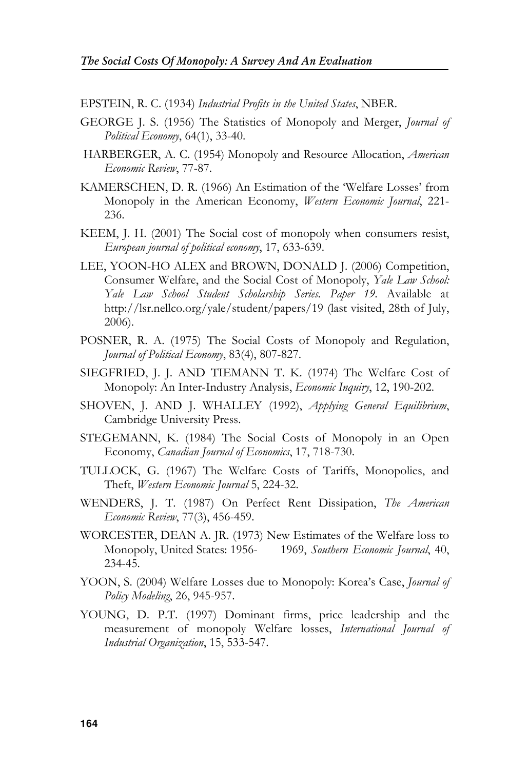EPSTEIN, R. C. (1934) *Industrial Profits in the United States*, NBER.

GEORGE J. S. (1956) The Statistics of Monopoly and Merger, *Journal of Political Economy*, 64(1), 33-40.

HARBERGER, A. C. (1954) Monopoly and Resource Allocation, *American Economic Review*, 77-87.

KAMERSCHEN, D. R. (1966) An Estimation of the 'Welfare Losses' from Monopoly in the American Economy, *Western Economic Journal*, 221-236.

KEEM, J. H. (2001) The Social cost of monopoly when consumers resist, *European journal of political economy*, 17, 633-639.

LEE, YOON-HO ALEX and BROWN, DONALD J. (2006) Competition, Consumer Welfare, and the Social Cost of Monopoly, *Yale Law School: Yale Law School Student Scholarship Series. Paper 19.* Available at http://lsr.nellco.org/yale/student/papers/19 (last visited, 28th of July, 2006).

POSNER, R. A. (1975) The Social Costs of Monopoly and Regulation, *Journal of Political Economy*, 83(4), 807-827.

SIEGFRIED, J. J. AND TIEMANN T. K. (1974) The Welfare Cost of Monopoly: An Inter-Industry Analysis, *Economic Inquiry*, 12, 190-202.

SHOVEN, J. AND J. WHALLEY (1992), *Applying General Equilibrium*, Cambridge University Press.

STEGEMANN, K. (1984) The Social Costs of Monopoly in an Open Economy, *Canadian Journal of Economics*, 17, 718-730.

TULLOCK, G. (1967) The Welfare Costs of Tariffs, Monopolies, and Theft, *Western Economic Journal* 5, 224-32.

WENDERS, J. T. (1987) On Perfect Rent Dissipation, *The American Economic Review*, 77(3), 456-459.

WORCESTER, DEAN A. JR. (1973) New Estimates of the Welfare loss to Monopoly, United States: 1956- 1969, *Southern Economic Journal*, 40, 234-45.

YOON, S. (2004) Welfare Losses due to Monopoly: Korea's Case, *Journal of Policy Modeling*, 26, 945-957.

YOUNG, D. P.T. (1997) Dominant firms, price leadership and the measurement of monopoly Welfare losses, *International Journal of Industrial Organization*, 15, 533-547.